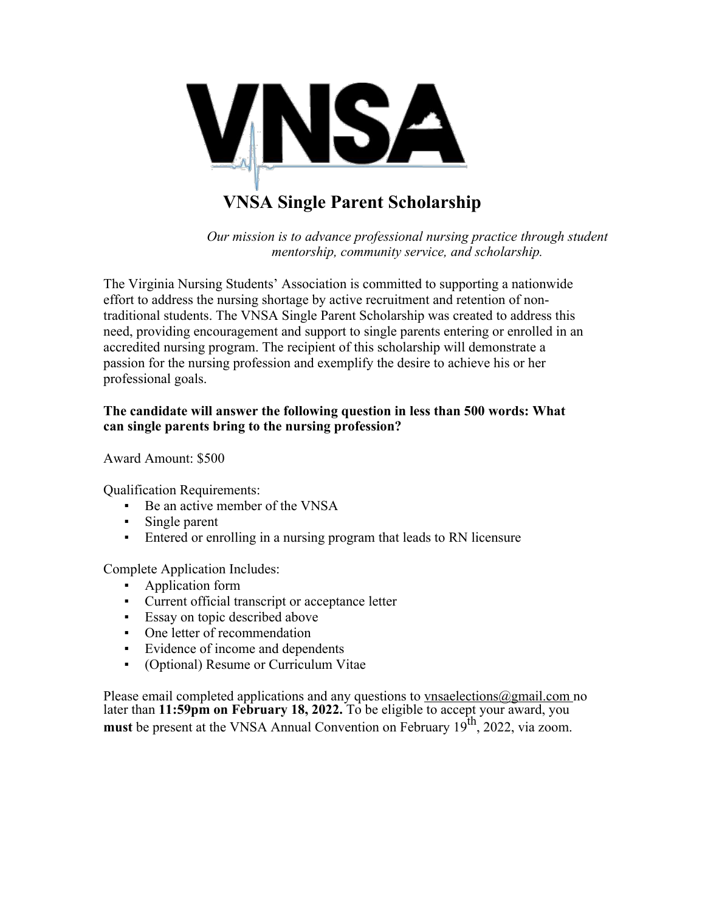# VNSA Single Parent Scholarship

*Our mission is to advance professional nursing practice through student mentorship, community service, and scholarship.*

The Virginia Nursing Students' Association is committed to supporting a nationwide effort to address the nursing shortage by active recruitment and retention of non-traditional students. The VNSA Single Parent Scholarship was created to address this need, providing encouragement and support to single parents entering or enrolled in an accredited nursing program. The recipient of this scholarship will demonstrate a passion for the nursing profession and exemplify the desire to achieve his or her professional goals.

**The candidate will answer the following question in less than 500 words: What can single parents bring to the nursing profession?**

Award Amount: $500

Qualification Requirements:

- Be an active member of the VNSA
- Single parent
- Entered or enrolling in a nursing program that leads to RN licensure

Complete Application Includes:

- Application form
- Current official transcript or acceptance letter
- Essay on topic described above
- One letter of recommendation
- Evidence of income and dependents
- (Optional) Resume or Curriculum Vitae

Please email completed applications and any questions to vnsaelections@gmail.com no later than **11:59pm on February 18, 2022.** To be eligible to accept your award, you **must** be present at the VNSA Annual Convention on February 19th, 2022, via zoom.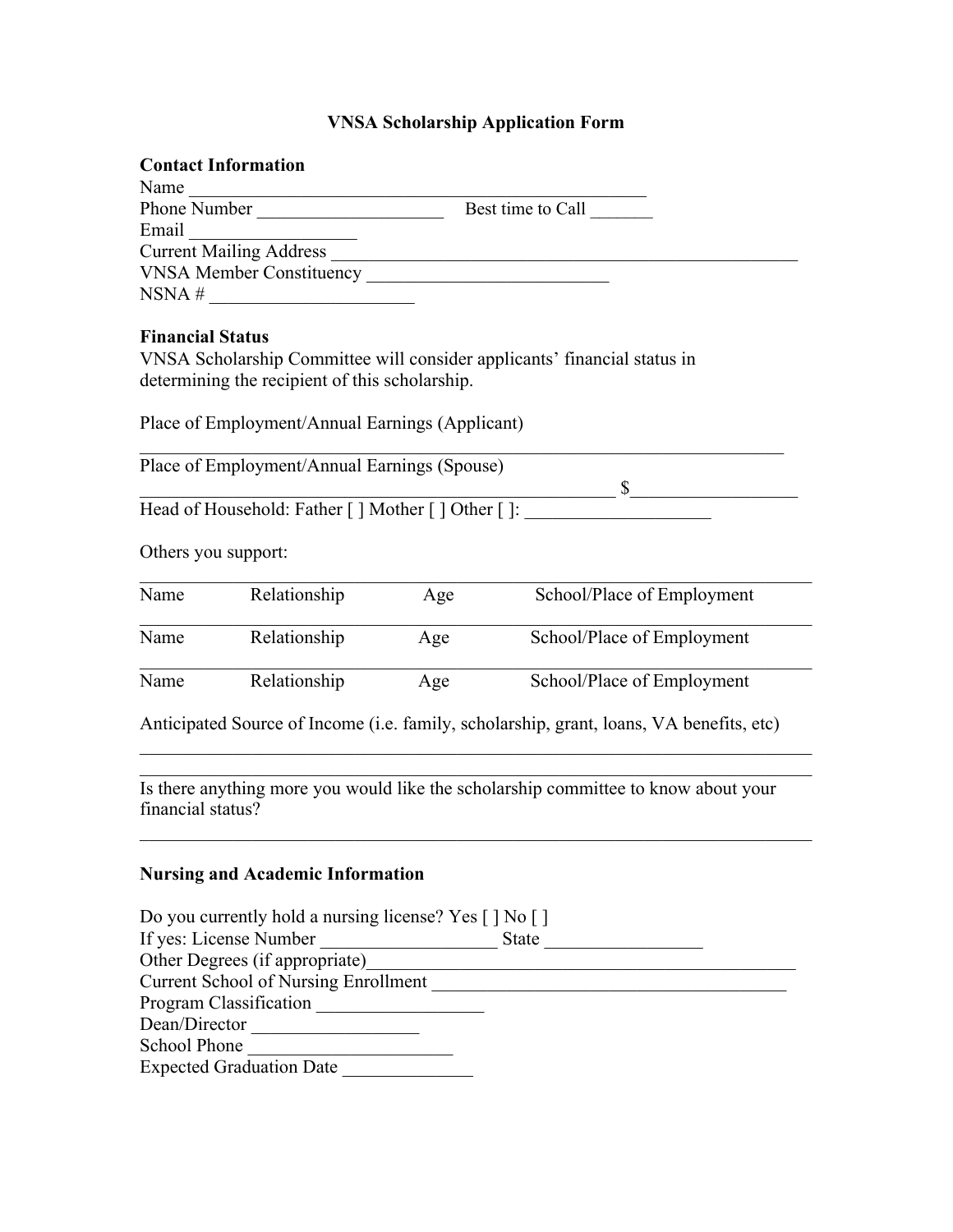## VNSA Scholarship Application Form

**Contact Information**

Name ______________________________________________

Phone Number ____________________ Best time to Call _______

Email _________________

Current Mailing Address ____________________________________________________

VNSA Member Constituency __________________________

NSNA # ______________________

**Financial Status**

VNSA Scholarship Committee will consider applicants' financial status in determining the recipient of this scholarship.

Place of Employment/Annual Earnings (Applicant)

______________________________________________________________________

Place of Employment/Annual Earnings (Spouse)

___________________________________________________ $_________________

Head of Household: Father [ ] Mother [ ] Other [ ]: ____________________

Others you support:

| Name | Relationship | Age | School/Place of Employment |
|---|---|---|---|
| Name | Relationship | Age | School/Place of Employment |
| Name | Relationship | Age | School/Place of Employment |

Anticipated Source of Income (i.e. family, scholarship, grant, loans, VA benefits, etc)

______________________________________________________________________

______________________________________________________________________

Is there anything more you would like the scholarship committee to know about your financial status?

______________________________________________________________________

**Nursing and Academic Information**

Do you currently hold a nursing license? Yes [ ] No [ ]

If yes: License Number ___________________ State _________________

Other Degrees (if appropriate)_______________________________________________

Current School of Nursing Enrollment _______________________________________

Program Classification _________________

Dean/Director _________________

School Phone ______________________

Expected Graduation Date ______________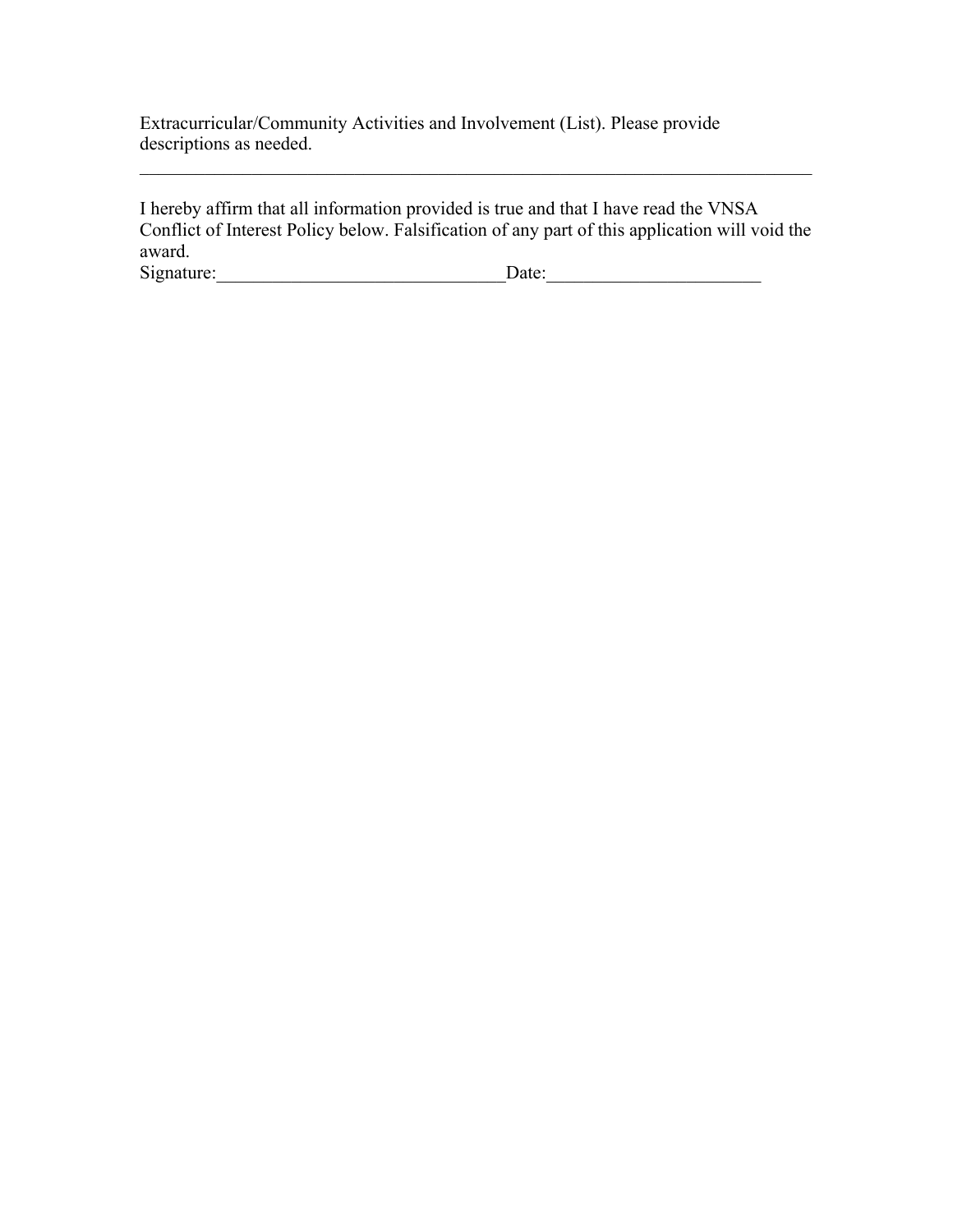Extracurricular/Community Activities and Involvement (List). Please provide descriptions as needed.

_______________________________________________________________________________

I hereby affirm that all information provided is true and that I have read the VNSA Conflict of Interest Policy below. Falsification of any part of this application will void the award.

Signature:_______________________________Date:_______________________